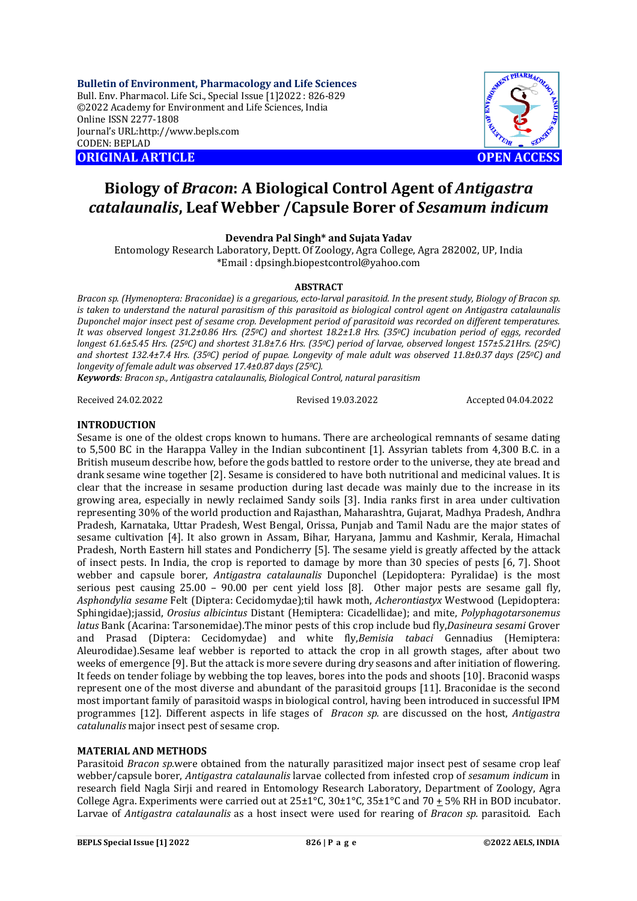Bulletin of Environment, Pharmacology and Life Sciences
Bull. Env. Pharmacol. Life Sci., Special Issue [1]2022 : 826-829
©2022 Academy for Environment and Life Sciences, India
Online ISSN 2277-1808
Journal's URL:http://www.bepls.com
CODEN: BEPLAD

**ORIGINAL ARTICLE** **OPEN ACCESS**

# Biology of *Bracon*: A Biological Control Agent of *Antigastra catalaunalis*, Leaf Webber /Capsule Borer of *Sesamum indicum*

**Devendra Pal Singh\* and Sujata Yadav**

Entomology Research Laboratory, Deptt. Of Zoology, Agra College, Agra 282002, UP, India
\*Email : dpsingh.biopestcontrol@yahoo.com

## ABSTRACT

*Bracon sp. (Hymenoptera: Braconidae) is a gregarious, ecto-larval parasitoid. In the present study, Biology of Bracon sp. is taken to understand the natural parasitism of this parasitoid as biological control agent on Antigastra catalaunalis Duponchel major insect pest of sesame crop. Development period of parasitoid was recorded on different temperatures. It was observed longest 31.2±0.86 Hrs. (25⁰C) and shortest 18.2±1.8 Hrs. (35⁰C) incubation period of eggs, recorded longest 61.6±5.45 Hrs. (25⁰C) and shortest 31.8±7.6 Hrs. (35⁰C) period of larvae, observed longest 157±5.21Hrs. (25⁰C) and shortest 132.4±7.4 Hrs. (35⁰C) period of pupae. Longevity of male adult was observed 11.8±0.37 days (25⁰C) and longevity of female adult was observed 17.4±0.87 days (25⁰C).*

***Keywords**: Bracon sp., Antigastra catalaunalis, Biological Control, natural parasitism*

Received 24.02.2022 Revised 19.03.2022 Accepted 04.04.2022

## INTRODUCTION

Sesame is one of the oldest crops known to humans. There are archeological remnants of sesame dating to 5,500 BC in the Harappa Valley in the Indian subcontinent [1]. Assyrian tablets from 4,300 B.C. in a British museum describe how, before the gods battled to restore order to the universe, they ate bread and drank sesame wine together [2]. Sesame is considered to have both nutritional and medicinal values. It is clear that the increase in sesame production during last decade was mainly due to the increase in its growing area, especially in newly reclaimed Sandy soils [3]. India ranks first in area under cultivation representing 30% of the world production and Rajasthan, Maharashtra, Gujarat, Madhya Pradesh, Andhra Pradesh, Karnataka, Uttar Pradesh, West Bengal, Orissa, Punjab and Tamil Nadu are the major states of sesame cultivation [4]. It also grown in Assam, Bihar, Haryana, Jammu and Kashmir, Kerala, Himachal Pradesh, North Eastern hill states and Pondicherry [5]. The sesame yield is greatly affected by the attack of insect pests. In India, the crop is reported to damage by more than 30 species of pests [6, 7]. Shoot webber and capsule borer, *Antigastra catalaunalis* Duponchel (Lepidoptera: Pyralidae) is the most serious pest causing 25.00 – 90.00 per cent yield loss [8]. Other major pests are sesame gall fly, *Asphondylia sesame* Felt (Diptera: Cecidomydae);til hawk moth, *Acherontiastyx* Westwood (Lepidoptera: Sphingidae);jassid, *Orosius albicintus* Distant (Hemiptera: Cicadellidae); and mite, *Polyphagotarsonemus latus* Bank (Acarina: Tarsonemidae).The minor pests of this crop include bud fly,*Dasineura sesami* Grover and Prasad (Diptera: Cecidomydae) and white fly,*Bemisia tabaci* Gennadius (Hemiptera: Aleurodidae).Sesame leaf webber is reported to attack the crop in all growth stages, after about two weeks of emergence [9]. But the attack is more severe during dry seasons and after initiation of flowering. It feeds on tender foliage by webbing the top leaves, bores into the pods and shoots [10]. Braconid wasps represent one of the most diverse and abundant of the parasitoid groups [11]. Braconidae is the second most important family of parasitoid wasps in biological control, having been introduced in successful IPM programmes [12]. Different aspects in life stages of *Bracon sp.* are discussed on the host, *Antigastra catalunalis* major insect pest of sesame crop.

## MATERIAL AND METHODS

Parasitoid *Bracon sp.*were obtained from the naturally parasitized major insect pest of sesame crop leaf webber/capsule borer, *Antigastra catalaunalis* larvae collected from infested crop of *sesamum indicum* in research field Nagla Sirji and reared in Entomology Research Laboratory, Department of Zoology, Agra College Agra. Experiments were carried out at 25±1°C, 30±1°C, 35±1°C and 70 ± 5% RH in BOD incubator. Larvae of *Antigastra catalaunalis* as a host insect were used for rearing of *Bracon sp.* parasitoid. Each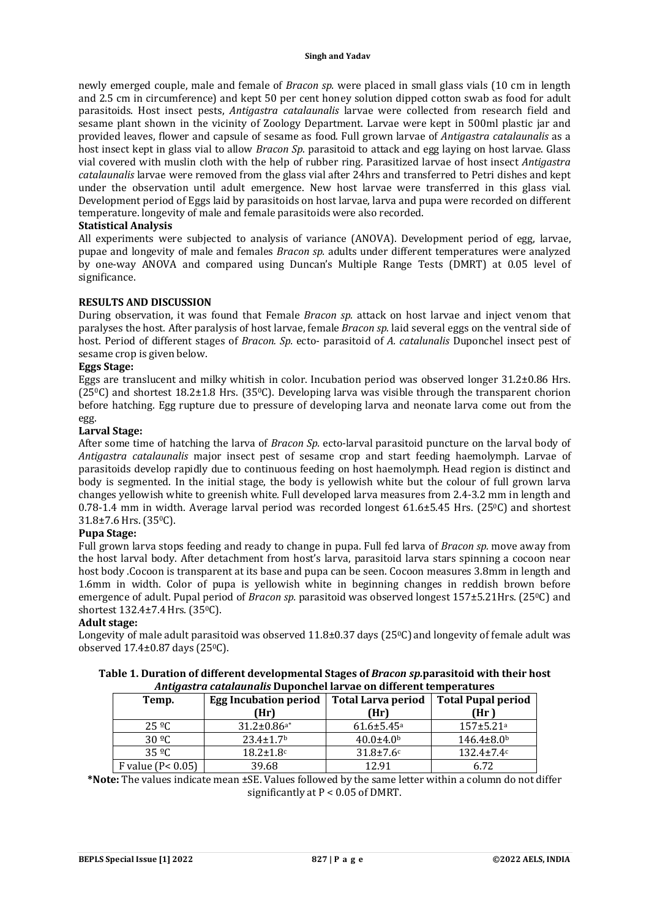newly emerged couple, male and female of *Bracon sp.* were placed in small glass vials (10 cm in length and 2.5 cm in circumference) and kept 50 per cent honey solution dipped cotton swab as food for adult parasitoids. Host insect pests, *Antigastra catalaunalis* larvae were collected from research field and sesame plant shown in the vicinity of Zoology Department. Larvae were kept in 500ml plastic jar and provided leaves, flower and capsule of sesame as food. Full grown larvae of *Antigastra catalaunalis* as a host insect kept in glass vial to allow *Bracon Sp.* parasitoid to attack and egg laying on host larvae. Glass vial covered with muslin cloth with the help of rubber ring. Parasitized larvae of host insect *Antigastra catalaunalis* larvae were removed from the glass vial after 24hrs and transferred to Petri dishes and kept under the observation until adult emergence. New host larvae were transferred in this glass vial. Development period of Eggs laid by parasitoids on host larvae, larva and pupa were recorded on different temperature. longevity of male and female parasitoids were also recorded.

**Statistical Analysis**

All experiments were subjected to analysis of variance (ANOVA). Development period of egg, larvae, pupae and longevity of male and females *Bracon sp.* adults under different temperatures were analyzed by one-way ANOVA and compared using Duncan's Multiple Range Tests (DMRT) at 0.05 level of significance.

## RESULTS AND DISCUSSION

During observation, it was found that Female *Bracon sp.* attack on host larvae and inject venom that paralyses the host. After paralysis of host larvae, female *Bracon sp.* laid several eggs on the ventral side of host. Period of different stages of *Bracon. Sp.* ecto- parasitoid of *A. catalunalis* Duponchel insect pest of sesame crop is given below.

**Eggs Stage:**

Eggs are translucent and milky whitish in color. Incubation period was observed longer 31.2±0.86 Hrs. (25$^0$C) and shortest 18.2±1.8 Hrs. (35$^0$C). Developing larva was visible through the transparent chorion before hatching. Egg rupture due to pressure of developing larva and neonate larva come out from the egg.

**Larval Stage:**

After some time of hatching the larva of *Bracon Sp.* ecto-larval parasitoid puncture on the larval body of *Antigastra catalaunalis* major insect pest of sesame crop and start feeding haemolymph. Larvae of parasitoids develop rapidly due to continuous feeding on host haemolymph. Head region is distinct and body is segmented. In the initial stage, the body is yellowish white but the colour of full grown larva changes yellowish white to greenish white. Full developed larva measures from 2.4-3.2 mm in length and 0.78-1.4 mm in width. Average larval period was recorded longest 61.6±5.45 Hrs. (25$^0$C) and shortest 31.8±7.6 Hrs. (35$^0$C).

**Pupa Stage:**

Full grown larva stops feeding and ready to change in pupa. Full fed larva of *Bracon sp.* move away from the host larval body. After detachment from host's larva, parasitoid larva stars spinning a cocoon near host body .Cocoon is transparent at its base and pupa can be seen. Cocoon measures 3.8mm in length and 1.6mm in width. Color of pupa is yellowish white in beginning changes in reddish brown before emergence of adult. Pupal period of *Bracon sp.* parasitoid was observed longest 157±5.21Hrs. (25$^0$C) and shortest 132.4±7.4 Hrs. (35$^0$C).

**Adult stage:**

Longevity of male adult parasitoid was observed 11.8±0.37 days (25$^0$C) and longevity of female adult was observed 17.4±0.87 days (25$^0$C).

**Table 1. Duration of different developmental Stages of *Bracon sp.*parasitoid with their host *Antigastra catalaunalis* Duponchel larvae on different temperatures**

| Temp. | Egg Incubation period (Hr) | Total Larva period (Hr) | Total Pupal period (Hr ) |
|---|---|---|---|
| 25 ºC | 31.2±0.86$^{a*}$ | 61.6±5.45$^{a}$ | 157±5.21$^{a}$ |
| 30 ºC | 23.4±1.7$^{b}$ | 40.0±4.0$^{b}$ | 146.4±8.0$^{b}$ |
| 35 ºC | 18.2±1.8$^{c}$ | 31.8±7.6$^{c}$ | 132.4±7.4$^{c}$ |
| F value (P< 0.05) | 39.68 | 12.91 | 6.72 |

**\*Note:** The values indicate mean ±SE. Values followed by the same letter within a column do not differ significantly at P < 0.05 of DMRT.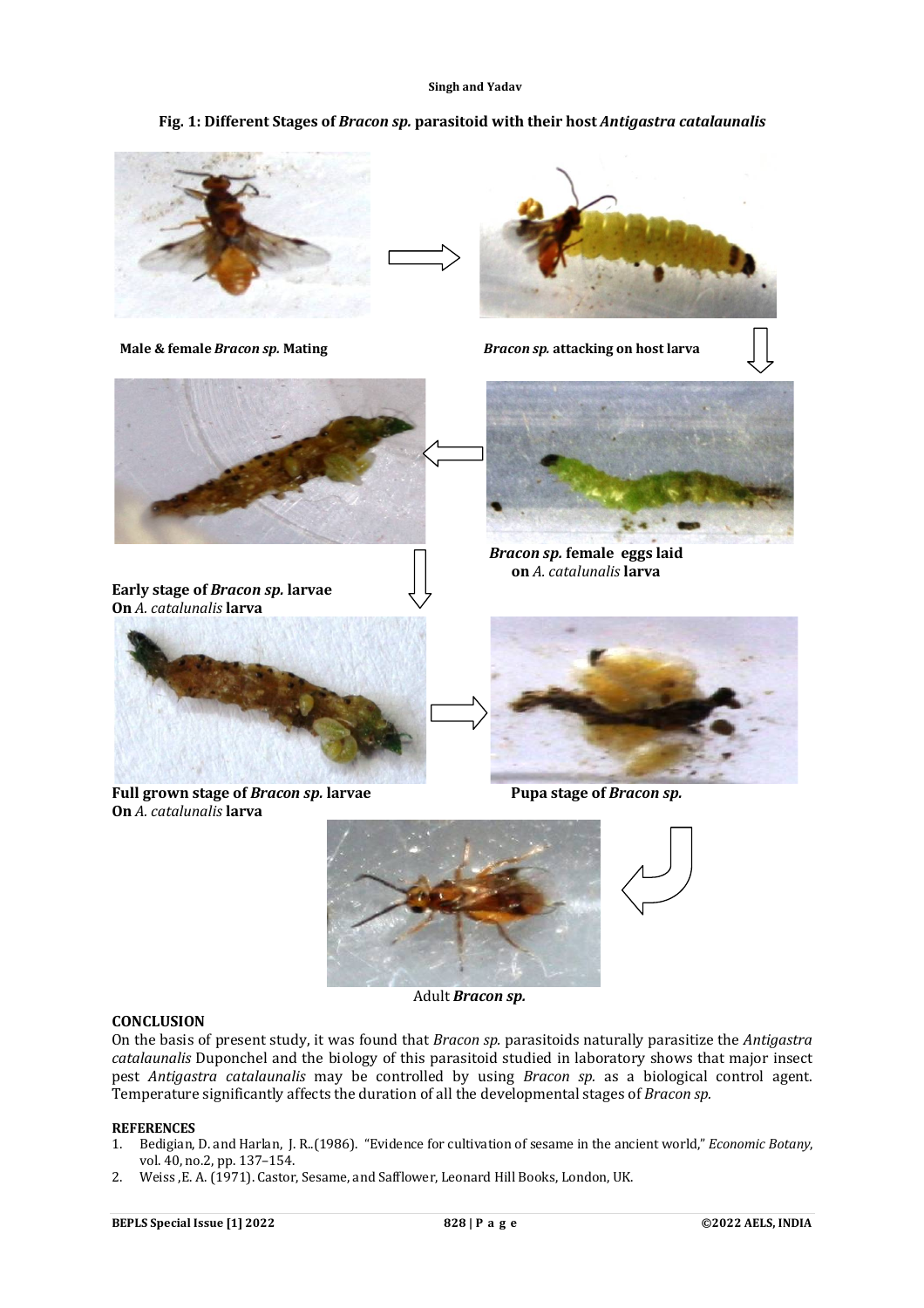**Fig. 1: Different Stages of *Bracon sp.* parasitoid with their host *Antigastra catalaunalis***

**Male & female *Bracon sp.* Mating**

***Bracon sp.* attacking on host larva**

***Bracon sp.* female eggs laid on *A. catalunalis* larva**

**Early stage of *Bracon sp.* larvae On *A. catalunalis* larva**

**Full grown stage of *Bracon sp.* larvae On *A. catalunalis* larva**

**Pupa stage of *Bracon sp.***

Adult ***Bracon sp.***

## CONCLUSION

On the basis of present study, it was found that *Bracon sp.* parasitoids naturally parasitize the *Antigastra catalaunalis* Duponchel and the biology of this parasitoid studied in laboratory shows that major insect pest *Antigastra catalaunalis* may be controlled by using *Bracon sp.* as a biological control agent. Temperature significantly affects the duration of all the developmental stages of *Bracon sp.*

## REFERENCES

1. Bedigian, D. and Harlan, J. R..(1986). "Evidence for cultivation of sesame in the ancient world," *Economic Botany*, vol. 40, no.2, pp. 137–154.
2. Weiss ,E. A. (1971). Castor, Sesame, and Safflower, Leonard Hill Books, London, UK.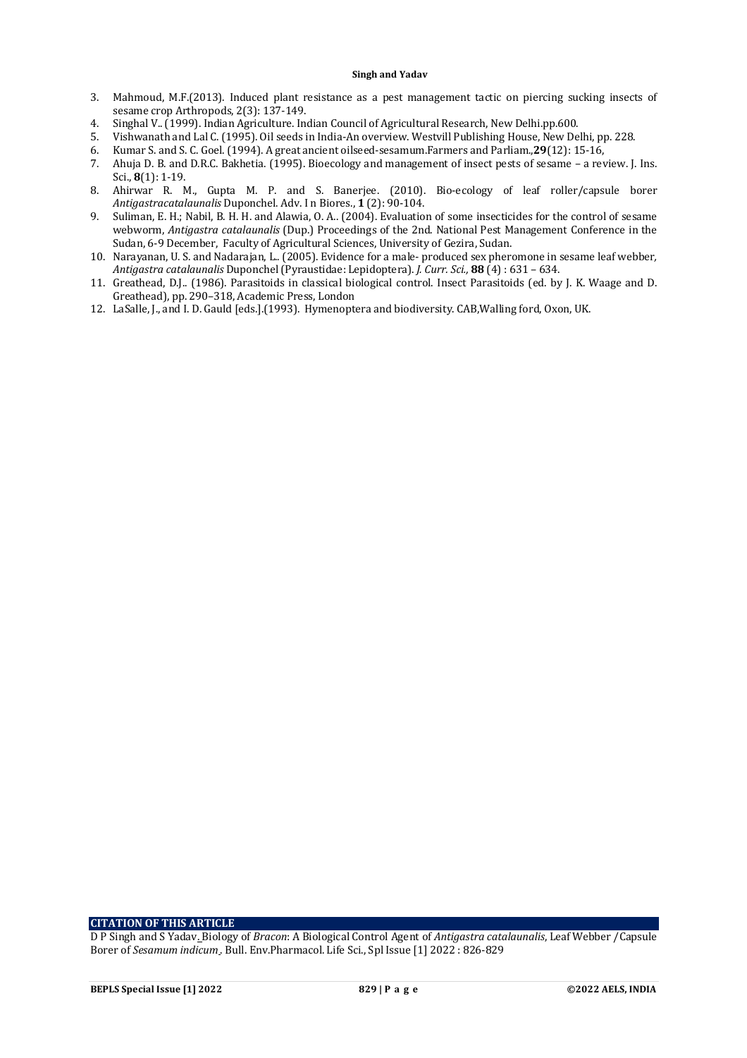3. Mahmoud, M.F.(2013). Induced plant resistance as a pest management tactic on piercing sucking insects of sesame crop Arthropods, 2(3): 137-149.
4. Singhal V.. (1999). Indian Agriculture. Indian Council of Agricultural Research, New Delhi.pp.600.
5. Vishwanath and Lal C. (1995). Oil seeds in India-An overview. Westvill Publishing House, New Delhi, pp. 228.
6. Kumar S. and S. C. Goel. (1994). A great ancient oilseed-sesamum.Farmers and Parliam.,**29**(12): 15-16,
7. Ahuja D. B. and D.R.C. Bakhetia. (1995). Bioecology and management of insect pests of sesame – a review. J. Ins. Sci., **8**(1): 1-19.
8. Ahirwar R. M., Gupta M. P. and S. Banerjee. (2010). Bio-ecology of leaf roller/capsule borer *Antigastracatalaunalis* Duponchel. Adv. I n Biores., **1** (2): 90-104.
9. Suliman, E. H.; Nabil, B. H. H. and Alawia, O. A.. (2004). Evaluation of some insecticides for the control of sesame webworm, *Antigastra catalaunalis* (Dup.) Proceedings of the 2nd. National Pest Management Conference in the Sudan, 6-9 December, Faculty of Agricultural Sciences, University of Gezira, Sudan.
10. Narayanan, U. S. and Nadarajan, L.. (2005). Evidence for a male- produced sex pheromone in sesame leaf webber, *Antigastra catalaunalis* Duponchel (Pyraustidae: Lepidoptera). *J. Curr. Sci.,* **88** (4) : 631 – 634.
11. Greathead, D.J.. (1986). Parasitoids in classical biological control. Insect Parasitoids (ed. by J. K. Waage and D. Greathead), pp. 290–318, Academic Press, London
12. LaSalle, J., and I. D. Gauld [eds.].(1993). Hymenoptera and biodiversity. CAB,Walling ford, Oxon, UK.

**CITATION OF THIS ARTICLE**

D P Singh and S Yadav. Biology of *Bracon*: A Biological Control Agent of *Antigastra catalaunalis*, Leaf Webber /Capsule Borer of *Sesamum indicum*. Bull. Env.Pharmacol. Life Sci., Spl Issue [1] 2022 : 826-829